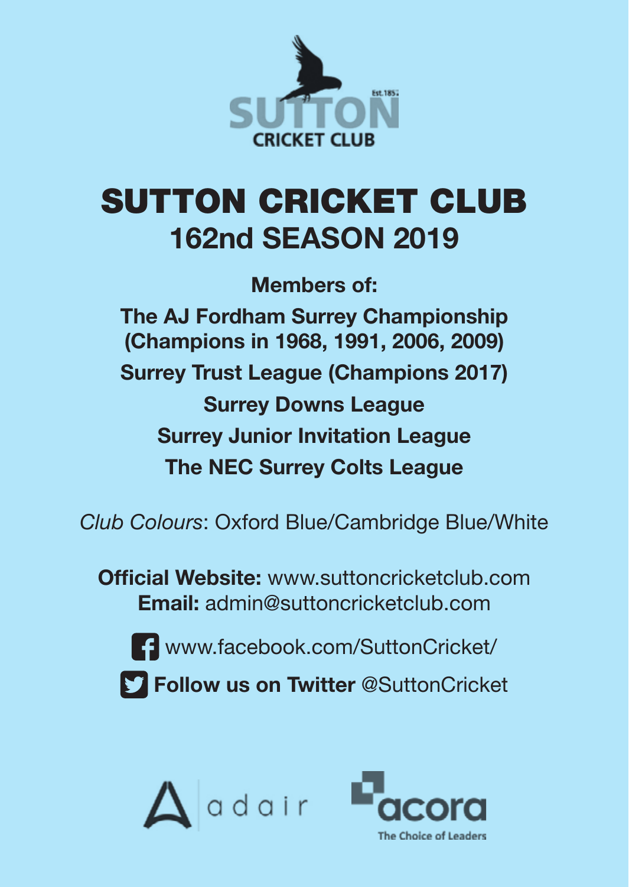# SUTTON CRICKET CLUB
## 162nd SEASON 2019

**Members of:**

**The AJ Fordham Surrey Championship**
**(Champions in 1968, 1991, 2006, 2009)**

**Surrey Trust League (Champions 2017)**

**Surrey Downs League**

**Surrey Junior Invitation League**

**The NEC Surrey Colts League**

*Club Colours*: Oxford Blue/Cambridge Blue/White

**Official Website:** www.suttoncricketclub.com
**Email:** admin@suttoncricketclub.com

www.facebook.com/SuttonCricket/

**Follow us on Twitter** @SuttonCricket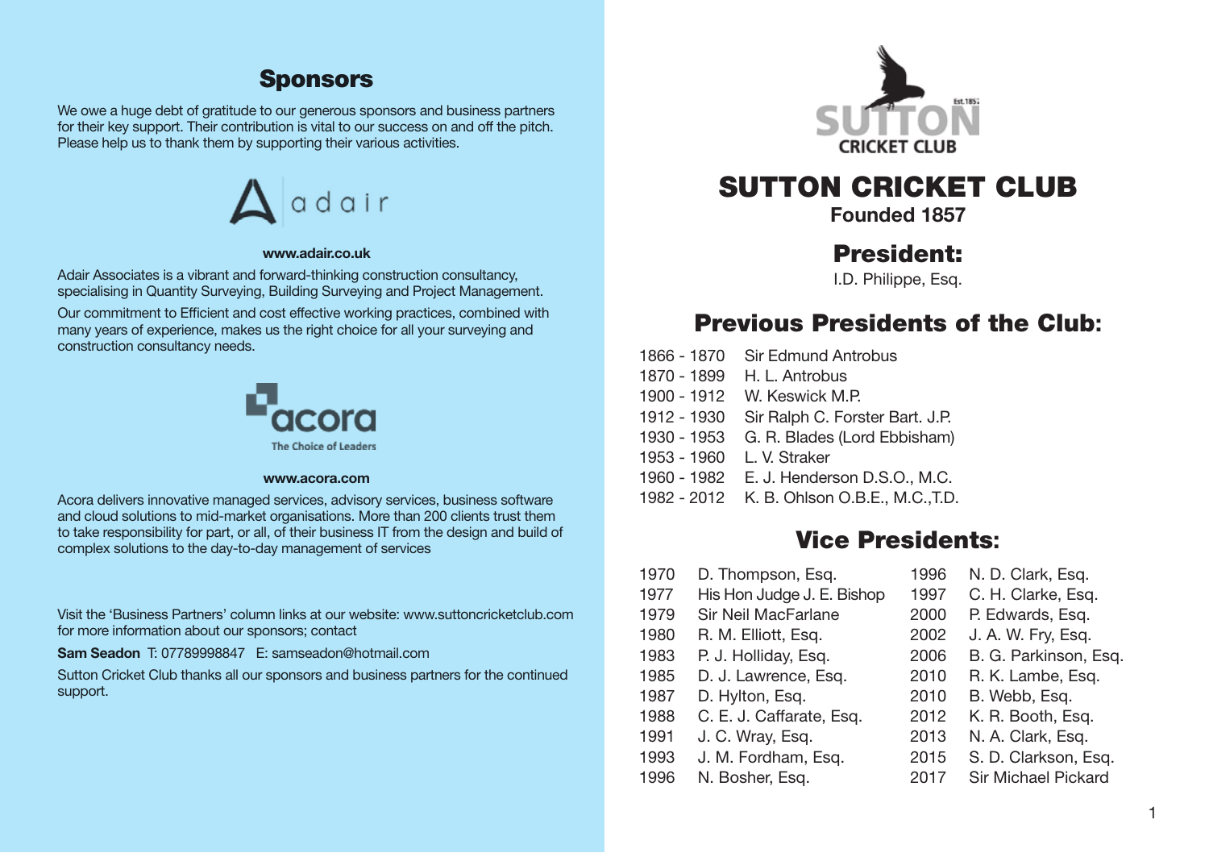## Sponsors

We owe a huge debt of gratitude to our generous sponsors and business partners for their key support. Their contribution is vital to our success on and off the pitch. Please help us to thank them by supporting their various activities.

adair

**www.adair.co.uk**

Adair Associates is a vibrant and forward-thinking construction consultancy, specialising in Quantity Surveying, Building Surveying and Project Management.

Our commitment to Efficient and cost effective working practices, combined with many years of experience, makes us the right choice for all your surveying and construction consultancy needs.

acora
The Choice of Leaders

**www.acora.com**

Acora delivers innovative managed services, advisory services, business software and cloud solutions to mid-market organisations. More than 200 clients trust them to take responsibility for part, or all, of their business IT from the design and build of complex solutions to the day-to-day management of services

Visit the 'Business Partners' column links at our website: www.suttoncricketclub.com for more information about our sponsors; contact

**Sam Seadon** T: 07789998847 E: samseadon@hotmail.com

Sutton Cricket Club thanks all our sponsors and business partners for the continued support.

SUTTON CRICKET CLUB Est.1857

# SUTTON CRICKET CLUB

**Founded 1857**

## President:

I.D. Philippe, Esq.

## Previous Presidents of the Club:

| | |
|---|---|
| 1866 - 1870 | Sir Edmund Antrobus |
| 1870 - 1899 | H. L. Antrobus |
| 1900 - 1912 | W. Keswick M.P. |
| 1912 - 1930 | Sir Ralph C. Forster Bart. J.P. |
| 1930 - 1953 | G. R. Blades (Lord Ebbisham) |
| 1953 - 1960 | L. V. Straker |
| 1960 - 1982 | E. J. Henderson D.S.O., M.C. |
| 1982 - 2012 | K. B. Ohlson O.B.E., M.C.,T.D. |

## Vice Presidents:

| | | | |
|---|---|---|---|
| 1970 | D. Thompson, Esq. | 1996 | N. D. Clark, Esq. |
| 1977 | His Hon Judge J. E. Bishop | 1997 | C. H. Clarke, Esq. |
| 1979 | Sir Neil MacFarlane | 2000 | P. Edwards, Esq. |
| 1980 | R. M. Elliott, Esq. | 2002 | J. A. W. Fry, Esq. |
| 1983 | P. J. Holliday, Esq. | 2006 | B. G. Parkinson, Esq. |
| 1985 | D. J. Lawrence, Esq. | 2010 | R. K. Lambe, Esq. |
| 1987 | D. Hylton, Esq. | 2010 | B. Webb, Esq. |
| 1988 | C. E. J. Caffarate, Esq. | 2012 | K. R. Booth, Esq. |
| 1991 | J. C. Wray, Esq. | 2013 | N. A. Clark, Esq. |
| 1993 | J. M. Fordham, Esq. | 2015 | S. D. Clarkson, Esq. |
| 1996 | N. Bosher, Esq. | 2017 | Sir Michael Pickard |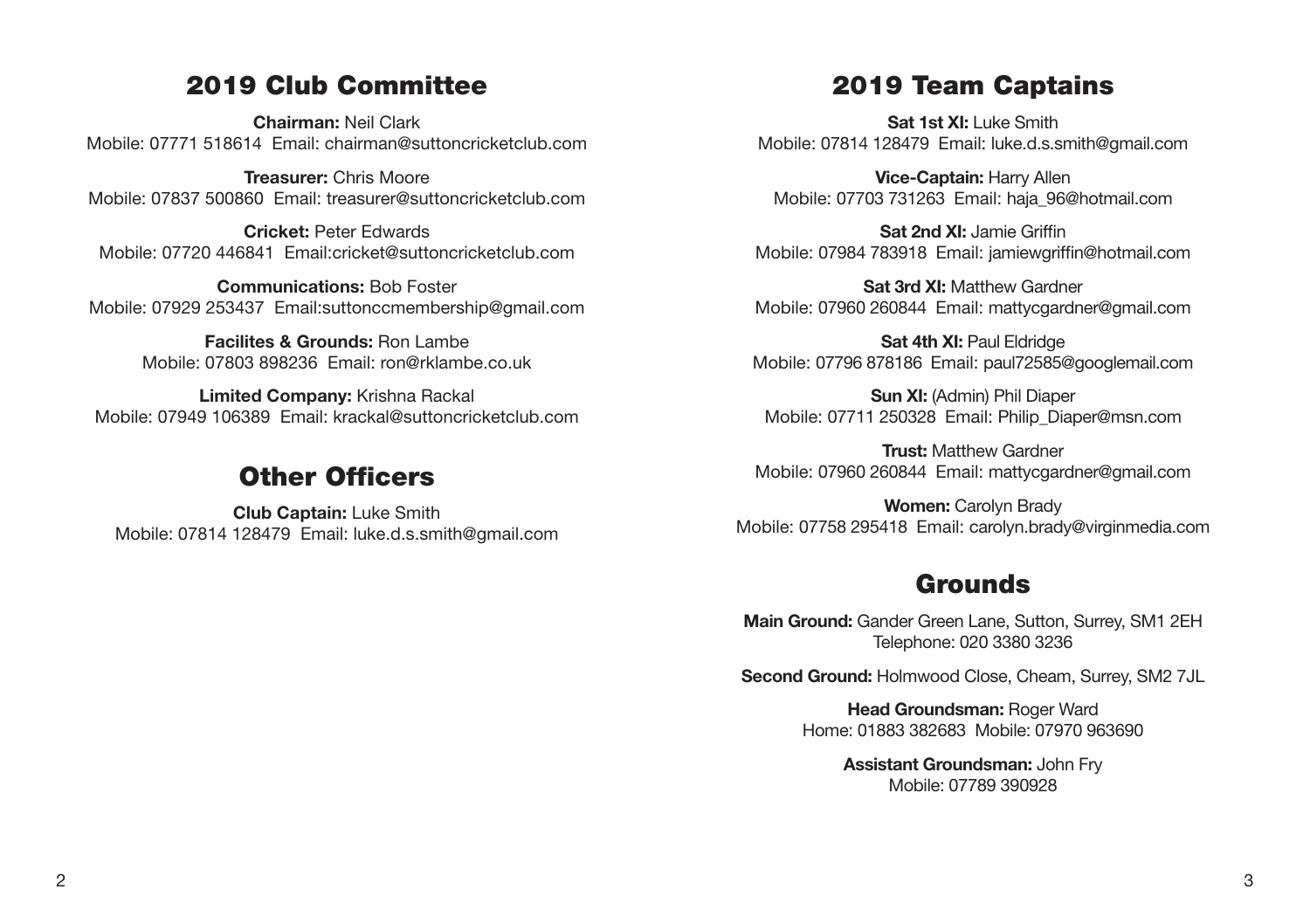## 2019 Club Committee

**Chairman:** Neil Clark
Mobile: 07771 518614 Email: chairman@suttoncricketclub.com

**Treasurer:** Chris Moore
Mobile: 07837 500860 Email: treasurer@suttoncricketclub.com

**Cricket:** Peter Edwards
Mobile: 07720 446841 Email:cricket@suttoncricketclub.com

**Communications:** Bob Foster
Mobile: 07929 253437 Email:suttonccmembership@gmail.com

**Facilites & Grounds:** Ron Lambe
Mobile: 07803 898236 Email: ron@rklambe.co.uk

**Limited Company:** Krishna Rackal
Mobile: 07949 106389 Email: krackal@suttoncricketclub.com

## Other Officers

**Club Captain:** Luke Smith
Mobile: 07814 128479 Email: luke.d.s.smith@gmail.com

## 2019 Team Captains

**Sat 1st XI:** Luke Smith
Mobile: 07814 128479 Email: luke.d.s.smith@gmail.com

**Vice-Captain:** Harry Allen
Mobile: 07703 731263 Email: haja_96@hotmail.com

**Sat 2nd XI:** Jamie Griffin
Mobile: 07984 783918 Email: jamiewgriffin@hotmail.com

**Sat 3rd XI:** Matthew Gardner
Mobile: 07960 260844 Email: mattycgardner@gmail.com

**Sat 4th XI:** Paul Eldridge
Mobile: 07796 878186 Email: paul72585@googlemail.com

**Sun XI:** (Admin) Phil Diaper
Mobile: 07711 250328 Email: Philip_Diaper@msn.com

**Trust:** Matthew Gardner
Mobile: 07960 260844 Email: mattycgardner@gmail.com

**Women:** Carolyn Brady
Mobile: 07758 295418 Email: carolyn.brady@virginmedia.com

## Grounds

**Main Ground:** Gander Green Lane, Sutton, Surrey, SM1 2EH
Telephone: 020 3380 3236

**Second Ground:** Holmwood Close, Cheam, Surrey, SM2 7JL

**Head Groundsman:** Roger Ward
Home: 01883 382683 Mobile: 07970 963690

**Assistant Groundsman:** John Fry
Mobile: 07789 390928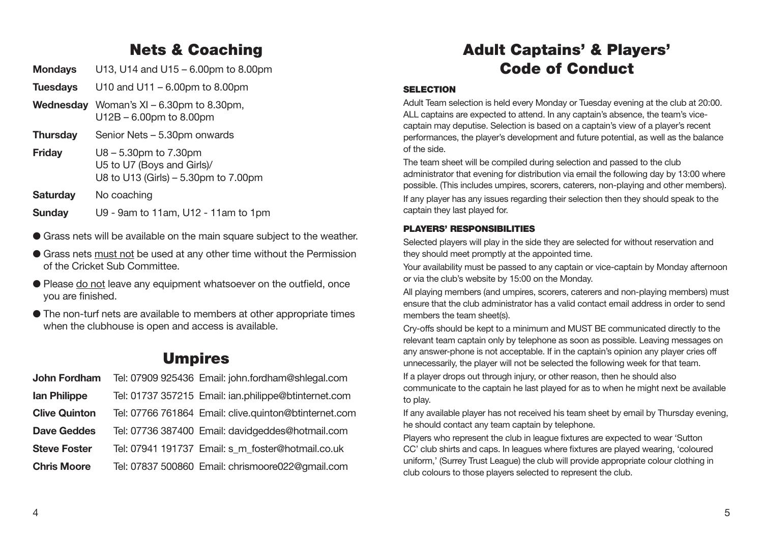## Nets & Coaching

| | |
|---|---|
| **Mondays** | U13, U14 and U15 – 6.00pm to 8.00pm |
| **Tuesdays** | U10 and U11 – 6.00pm to 8.00pm |
| **Wednesday** | Woman's XI – 6.30pm to 8.30pm, U12B – 6.00pm to 8.00pm |
| **Thursday** | Senior Nets – 5.30pm onwards |
| **Friday** | U8 – 5.30pm to 7.30pm U5 to U7 (Boys and Girls)/ U8 to U13 (Girls) – 5.30pm to 7.00pm |
| **Saturday** | No coaching |
| **Sunday** | U9 - 9am to 11am, U12 - 11am to 1pm |

- Grass nets will be available on the main square subject to the weather.
- Grass nets must not be used at any other time without the Permission of the Cricket Sub Committee.
- Please do not leave any equipment whatsoever on the outfield, once you are finished.
- The non-turf nets are available to members at other appropriate times when the clubhouse is open and access is available.

## Umpires

| | | |
|---|---|---|
| **John Fordham** | Tel: 07909 925436 | Email: john.fordham@shlegal.com |
| **Ian Philippe** | Tel: 01737 357215 | Email: ian.philippe@btinternet.com |
| **Clive Quinton** | Tel: 07766 761864 | Email: clive.quinton@btinternet.com |
| **Dave Geddes** | Tel: 07736 387400 | Email: davidgeddes@hotmail.com |
| **Steve Foster** | Tel: 07941 191737 | Email: s_m_foster@hotmail.co.uk |
| **Chris Moore** | Tel: 07837 500860 | Email: chrismoore022@gmail.com |

## Adult Captains' & Players' Code of Conduct

### SELECTION

Adult Team selection is held every Monday or Tuesday evening at the club at 20:00. ALL captains are expected to attend. In any captain's absence, the team's vice-captain may deputise. Selection is based on a captain's view of a player's recent performances, the player's development and future potential, as well as the balance of the side.

The team sheet will be compiled during selection and passed to the club administrator that evening for distribution via email the following day by 13:00 where possible. (This includes umpires, scorers, caterers, non-playing and other members).

If any player has any issues regarding their selection then they should speak to the captain they last played for.

### PLAYERS' RESPONSIBILITIES

Selected players will play in the side they are selected for without reservation and they should meet promptly at the appointed time.

Your availability must be passed to any captain or vice-captain by Monday afternoon or via the club's website by 15:00 on the Monday.

All playing members (and umpires, scorers, caterers and non-playing members) must ensure that the club administrator has a valid contact email address in order to send members the team sheet(s).

Cry-offs should be kept to a minimum and MUST BE communicated directly to the relevant team captain only by telephone as soon as possible. Leaving messages on any answer-phone is not acceptable. If in the captain's opinion any player cries off unnecessarily, the player will not be selected the following week for that team.

If a player drops out through injury, or other reason, then he should also communicate to the captain he last played for as to when he might next be available to play.

If any available player has not received his team sheet by email by Thursday evening, he should contact any team captain by telephone.

Players who represent the club in league fixtures are expected to wear 'Sutton CC' club shirts and caps. In leagues where fixtures are played wearing, 'coloured uniform,' (Surrey Trust League) the club will provide appropriate colour clothing in club colours to those players selected to represent the club.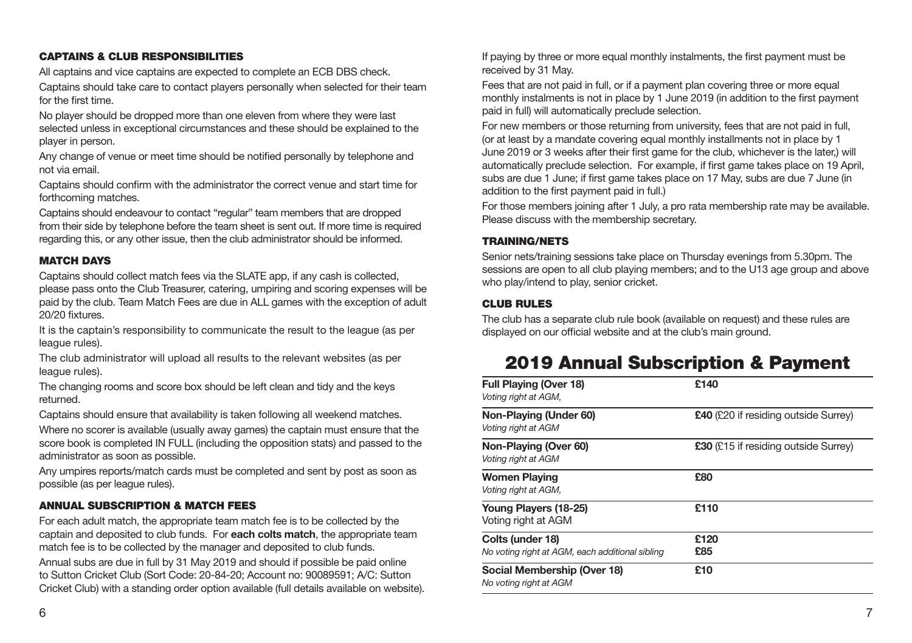### CAPTAINS & CLUB RESPONSIBILITIES

All captains and vice captains are expected to complete an ECB DBS check.

Captains should take care to contact players personally when selected for their team for the first time.

No player should be dropped more than one eleven from where they were last selected unless in exceptional circumstances and these should be explained to the player in person.

Any change of venue or meet time should be notified personally by telephone and not via email.

Captains should confirm with the administrator the correct venue and start time for forthcoming matches.

Captains should endeavour to contact "regular" team members that are dropped from their side by telephone before the team sheet is sent out. If more time is required regarding this, or any other issue, then the club administrator should be informed.

### MATCH DAYS

Captains should collect match fees via the SLATE app, if any cash is collected, please pass onto the Club Treasurer, catering, umpiring and scoring expenses will be paid by the club. Team Match Fees are due in ALL games with the exception of adult 20/20 fixtures.

It is the captain's responsibility to communicate the result to the league (as per league rules).

The club administrator will upload all results to the relevant websites (as per league rules).

The changing rooms and score box should be left clean and tidy and the keys returned.

Captains should ensure that availability is taken following all weekend matches.

Where no scorer is available (usually away games) the captain must ensure that the score book is completed IN FULL (including the opposition stats) and passed to the administrator as soon as possible.

Any umpires reports/match cards must be completed and sent by post as soon as possible (as per league rules).

### ANNUAL SUBSCRIPTION & MATCH FEES

For each adult match, the appropriate team match fee is to be collected by the captain and deposited to club funds. For **each colts match**, the appropriate team match fee is to be collected by the manager and deposited to club funds.

Annual subs are due in full by 31 May 2019 and should if possible be paid online to Sutton Cricket Club (Sort Code: 20-84-20; Account no: 90089591; A/C: Sutton Cricket Club) with a standing order option available (full details available on website).

If paying by three or more equal monthly instalments, the first payment must be received by 31 May.

Fees that are not paid in full, or if a payment plan covering three or more equal monthly instalments is not in place by 1 June 2019 (in addition to the first payment paid in full) will automatically preclude selection.

For new members or those returning from university, fees that are not paid in full, (or at least by a mandate covering equal monthly installments not in place by 1 June 2019 or 3 weeks after their first game for the club, whichever is the later,) will automatically preclude selection. For example, if first game takes place on 19 April, subs are due 1 June; if first game takes place on 17 May, subs are due 7 June (in addition to the first payment paid in full.)

For those members joining after 1 July, a pro rata membership rate may be available. Please discuss with the membership secretary.

### TRAINING/NETS

Senior nets/training sessions take place on Thursday evenings from 5.30pm. The sessions are open to all club playing members; and to the U13 age group and above who play/intend to play, senior cricket.

### CLUB RULES

The club has a separate club rule book (available on request) and these rules are displayed on our official website and at the club's main ground.

## 2019 Annual Subscription & Payment

| Membership | Fee |
|---|---|
| **Full Playing (Over 18)**<br>*Voting right at AGM,* | **£140** |
| **Non-Playing (Under 60)**<br>*Voting right at AGM* | **£40** (£20 if residing outside Surrey) |
| **Non-Playing (Over 60)**<br>*Voting right at AGM* | **£30** (£15 if residing outside Surrey) |
| **Women Playing**<br>*Voting right at AGM,* | **£80** |
| **Young Players (18-25)**<br>Voting right at AGM | **£110** |
| **Colts (under 18)**<br>*No voting right at AGM, each additional sibling* | **£120**<br>**£85** |
| **Social Membership (Over 18)**<br>*No voting right at AGM* | **£10** |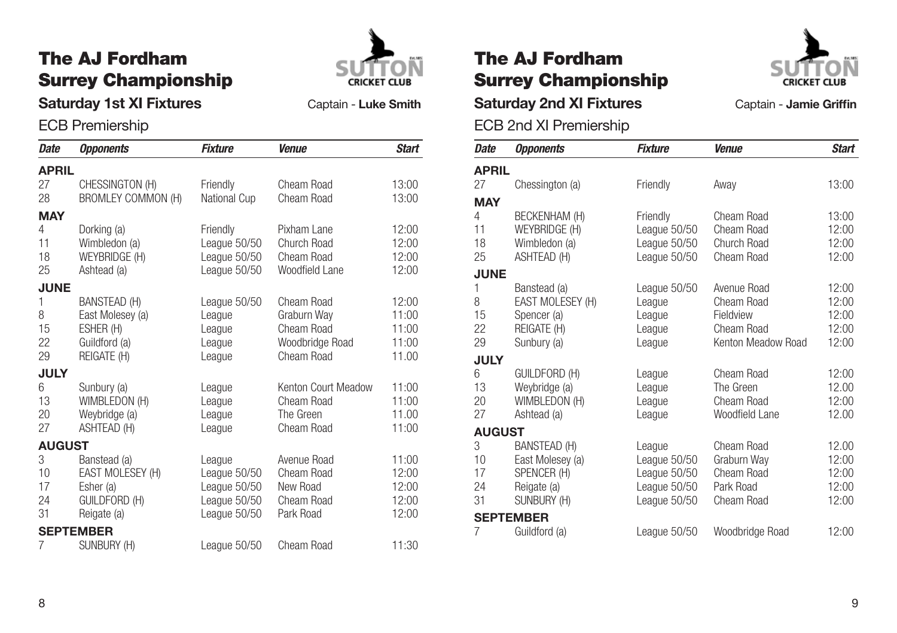# The AJ Fordham Surrey Championship

## Saturday 1st XI Fixtures

Captain - **Luke Smith**

### ECB Premiership

| Date | Opponents | Fixture | Venue | Start |
|---|---|---|---|---|
| **APRIL** | | | | |
| 27 | CHESSINGTON (H) | Friendly | Cheam Road | 13:00 |
| 28 | BROMLEY COMMON (H) | National Cup | Cheam Road | 13:00 |
| **MAY** | | | | |
| 4 | Dorking (a) | Friendly | Pixham Lane | 12:00 |
| 11 | Wimbledon (a) | League 50/50 | Church Road | 12:00 |
| 18 | WEYBRIDGE (H) | League 50/50 | Cheam Road | 12:00 |
| 25 | Ashtead (a) | League 50/50 | Woodfield Lane | 12:00 |
| **JUNE** | | | | |
| 1 | BANSTEAD (H) | League 50/50 | Cheam Road | 12:00 |
| 8 | East Molesey (a) | League | Graburn Way | 11:00 |
| 15 | ESHER (H) | League | Cheam Road | 11:00 |
| 22 | Guildford (a) | League | Woodbridge Road | 11:00 |
| 29 | REIGATE (H) | League | Cheam Road | 11.00 |
| **JULY** | | | | |
| 6 | Sunbury (a) | League | Kenton Court Meadow | 11:00 |
| 13 | WIMBLEDON (H) | League | Cheam Road | 11:00 |
| 20 | Weybridge (a) | League | The Green | 11.00 |
| 27 | ASHTEAD (H) | League | Cheam Road | 11:00 |
| **AUGUST** | | | | |
| 3 | Banstead (a) | League | Avenue Road | 11:00 |
| 10 | EAST MOLESEY (H) | League 50/50 | Cheam Road | 12:00 |
| 17 | Esher (a) | League 50/50 | New Road | 12:00 |
| 24 | GUILDFORD (H) | League 50/50 | Cheam Road | 12:00 |
| 31 | Reigate (a) | League 50/50 | Park Road | 12:00 |
| **SEPTEMBER** | | | | |
| 7 | SUNBURY (H) | League 50/50 | Cheam Road | 11:30 |

# The AJ Fordham Surrey Championship

## Saturday 2nd XI Fixtures

Captain - **Jamie Griffin**

### ECB 2nd XI Premiership

| Date | Opponents | Fixture | Venue | Start |
|---|---|---|---|---|
| **APRIL** | | | | |
| 27 | Chessington (a) | Friendly | Away | 13:00 |
| **MAY** | | | | |
| 4 | BECKENHAM (H) | Friendly | Cheam Road | 13:00 |
| 11 | WEYBRIDGE (H) | League 50/50 | Cheam Road | 12:00 |
| 18 | Wimbledon (a) | League 50/50 | Church Road | 12:00 |
| 25 | ASHTEAD (H) | League 50/50 | Cheam Road | 12:00 |
| **JUNE** | | | | |
| 1 | Banstead (a) | League 50/50 | Avenue Road | 12:00 |
| 8 | EAST MOLESEY (H) | League | Cheam Road | 12:00 |
| 15 | Spencer (a) | League | Fieldview | 12:00 |
| 22 | REIGATE (H) | League | Cheam Road | 12:00 |
| 29 | Sunbury (a) | League | Kenton Meadow Road | 12:00 |
| **JULY** | | | | |
| 6 | GUILDFORD (H) | League | Cheam Road | 12:00 |
| 13 | Weybridge (a) | League | The Green | 12.00 |
| 20 | WIMBLEDON (H) | League | Cheam Road | 12:00 |
| 27 | Ashtead (a) | League | Woodfield Lane | 12.00 |
| **AUGUST** | | | | |
| 3 | BANSTEAD (H) | League | Cheam Road | 12.00 |
| 10 | East Molesey (a) | League 50/50 | Graburn Way | 12:00 |
| 17 | SPENCER (H) | League 50/50 | Cheam Road | 12:00 |
| 24 | Reigate (a) | League 50/50 | Park Road | 12:00 |
| 31 | SUNBURY (H) | League 50/50 | Cheam Road | 12:00 |
| **SEPTEMBER** | | | | |
| 7 | Guildford (a) | League 50/50 | Woodbridge Road | 12:00 |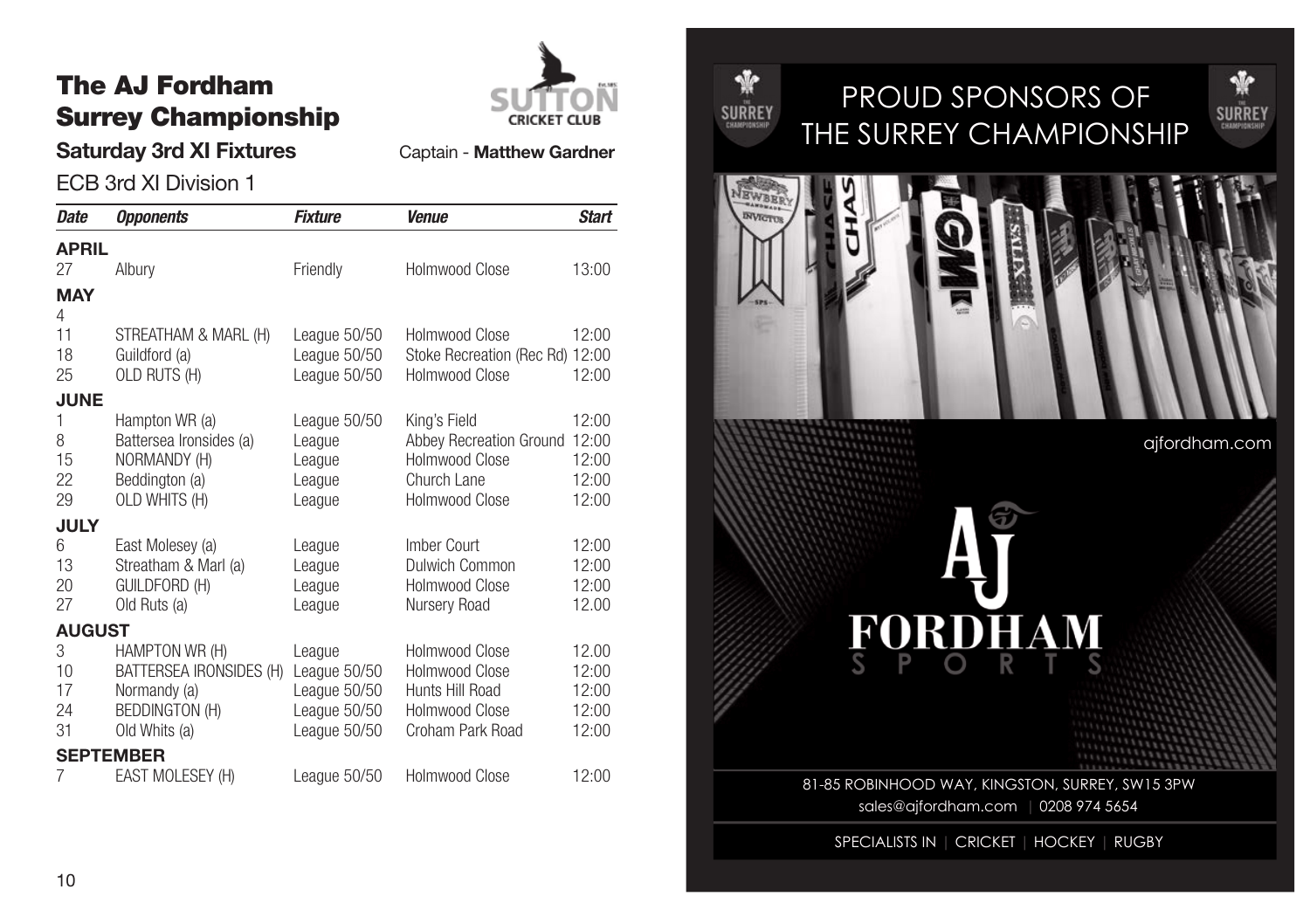# The AJ Fordham Surrey Championship

SUTTON CRICKET CLUB

## Saturday 3rd XI Fixtures

Captain - **Matthew Gardner**

ECB 3rd XI Division 1

| *Date* | *Opponents* | *Fixture* | *Venue* | *Start* |
|---|---|---|---|---|
| **APRIL** | | | | |
| 27 | Albury | Friendly | Holmwood Close | 13:00 |
| **MAY** | | | | |
| 4 | | | | |
| 11 | STREATHAM & MARL (H) | League 50/50 | Holmwood Close | 12:00 |
| 18 | Guildford (a) | League 50/50 | Stoke Recreation (Rec Rd) | 12:00 |
| 25 | OLD RUTS (H) | League 50/50 | Holmwood Close | 12:00 |
| **JUNE** | | | | |
| 1 | Hampton WR (a) | League 50/50 | King's Field | 12:00 |
| 8 | Battersea Ironsides (a) | League | Abbey Recreation Ground | 12:00 |
| 15 | NORMANDY (H) | League | Holmwood Close | 12:00 |
| 22 | Beddington (a) | League | Church Lane | 12:00 |
| 29 | OLD WHITS (H) | League | Holmwood Close | 12:00 |
| **JULY** | | | | |
| 6 | East Molesey (a) | League | Imber Court | 12:00 |
| 13 | Streatham & Marl (a) | League | Dulwich Common | 12:00 |
| 20 | GUILDFORD (H) | League | Holmwood Close | 12:00 |
| 27 | Old Ruts (a) | League | Nursery Road | 12.00 |
| **AUGUST** | | | | |
| 3 | HAMPTON WR (H) | League | Holmwood Close | 12.00 |
| 10 | BATTERSEA IRONSIDES (H) | League 50/50 | Holmwood Close | 12:00 |
| 17 | Normandy (a) | League 50/50 | Hunts Hill Road | 12:00 |
| 24 | BEDDINGTON (H) | League 50/50 | Holmwood Close | 12:00 |
| 31 | Old Whits (a) | League 50/50 | Croham Park Road | 12:00 |
| **SEPTEMBER** | | | | |
| 7 | EAST MOLESEY (H) | League 50/50 | Holmwood Close | 12:00 |

PROUD SPONSORS OF THE SURREY CHAMPIONSHIP

ajfordham.com

AJ FORDHAM SPORTS

81-85 ROBINHOOD WAY, KINGSTON, SURREY, SW15 3PW

sales@ajfordham.com | 0208 974 5654

SPECIALISTS IN | CRICKET | HOCKEY | RUGBY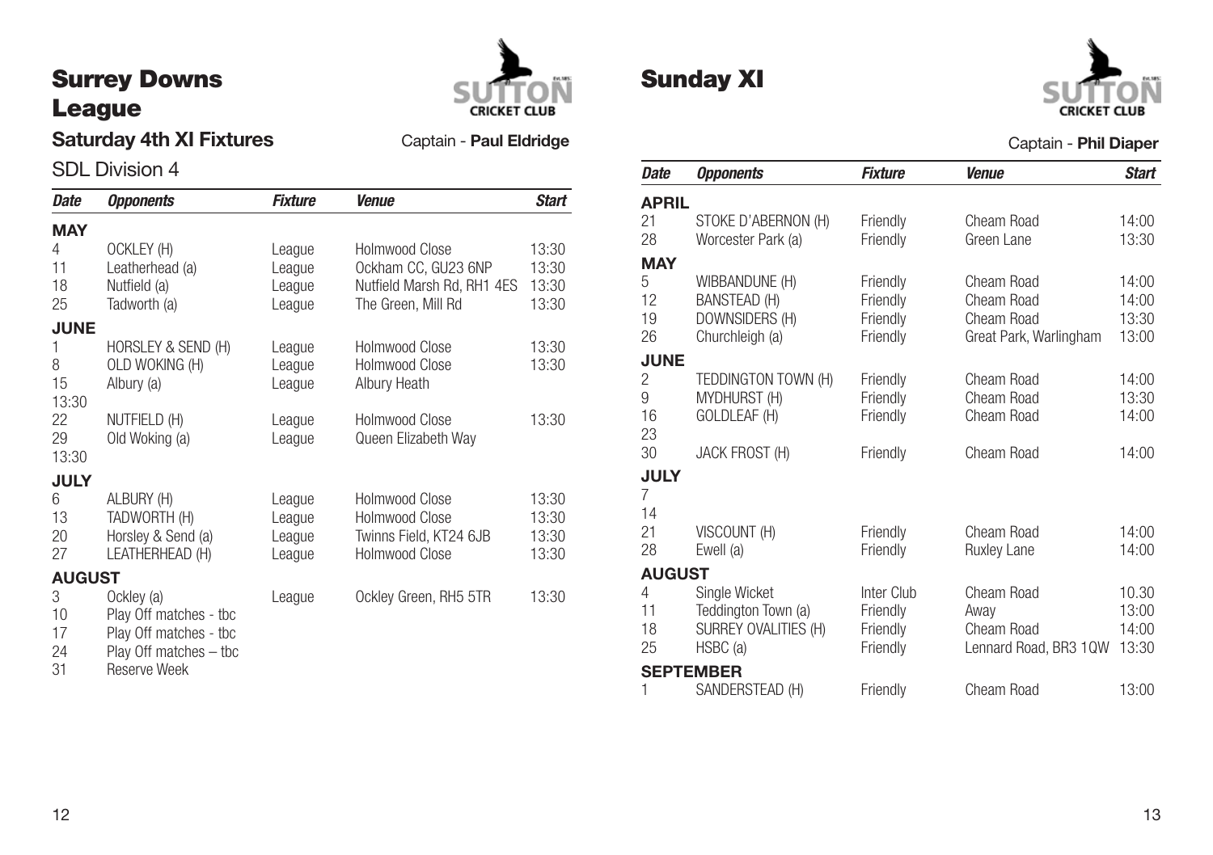# Surrey Downs League

## Saturday 4th XI Fixtures

Captain - **Paul Eldridge**

### SDL Division 4

| Date | Opponents | Fixture | Venue | Start |
|---|---|---|---|---|
| **MAY** | | | | |
| 4 | OCKLEY (H) | League | Holmwood Close | 13:30 |
| 11 | Leatherhead (a) | League | Ockham CC, GU23 6NP | 13:30 |
| 18 | Nutfield (a) | League | Nutfield Marsh Rd, RH1 4ES | 13:30 |
| 25 | Tadworth (a) | League | The Green, Mill Rd | 13:30 |
| **JUNE** | | | | |
| 1 | HORSLEY & SEND (H) | League | Holmwood Close | 13:30 |
| 8 | OLD WOKING (H) | League | Holmwood Close | 13:30 |
| 15 | Albury (a) | League | Albury Heath | 13:30 |
| 22 | NUTFIELD (H) | League | Holmwood Close | 13:30 |
| 29 | Old Woking (a) | League | Queen Elizabeth Way | 13:30 |
| **JULY** | | | | |
| 6 | ALBURY (H) | League | Holmwood Close | 13:30 |
| 13 | TADWORTH (H) | League | Holmwood Close | 13:30 |
| 20 | Horsley & Send (a) | League | Twinns Field, KT24 6JB | 13:30 |
| 27 | LEATHERHEAD (H) | League | Holmwood Close | 13:30 |
| **AUGUST** | | | | |
| 3 | Ockley (a) | League | Ockley Green, RH5 5TR | 13:30 |
| 10 | Play Off matches - tbc | | | |
| 17 | Play Off matches - tbc | | | |
| 24 | Play Off matches – tbc | | | |
| 31 | Reserve Week | | | |

# Sunday XI

Captain - **Phil Diaper**

| Date | Opponents | Fixture | Venue | Start |
|---|---|---|---|---|
| **APRIL** | | | | |
| 21 | STOKE D'ABERNON (H) | Friendly | Cheam Road | 14:00 |
| 28 | Worcester Park (a) | Friendly | Green Lane | 13:30 |
| **MAY** | | | | |
| 5 | WIBBANDUNE (H) | Friendly | Cheam Road | 14:00 |
| 12 | BANSTEAD (H) | Friendly | Cheam Road | 14:00 |
| 19 | DOWNSIDERS (H) | Friendly | Cheam Road | 13:30 |
| 26 | Churchleigh (a) | Friendly | Great Park, Warlingham | 13:00 |
| **JUNE** | | | | |
| 2 | TEDDINGTON TOWN (H) | Friendly | Cheam Road | 14:00 |
| 9 | MYDHURST (H) | Friendly | Cheam Road | 13:30 |
| 16 | GOLDLEAF (H) | Friendly | Cheam Road | 14:00 |
| 23 | | | | |
| 30 | JACK FROST (H) | Friendly | Cheam Road | 14:00 |
| **JULY** | | | | |
| 7 | | | | |
| 14 | | | | |
| 21 | VISCOUNT (H) | Friendly | Cheam Road | 14:00 |
| 28 | Ewell (a) | Friendly | Ruxley Lane | 14:00 |
| **AUGUST** | | | | |
| 4 | Single Wicket | Inter Club | Cheam Road | 10.30 |
| 11 | Teddington Town (a) | Friendly | Away | 13:00 |
| 18 | SURREY OVALITIES (H) | Friendly | Cheam Road | 14:00 |
| 25 | HSBC (a) | Friendly | Lennard Road, BR3 1QW | 13:30 |
| **SEPTEMBER** | | | | |
| 1 | SANDERSTEAD (H) | Friendly | Cheam Road | 13:00 |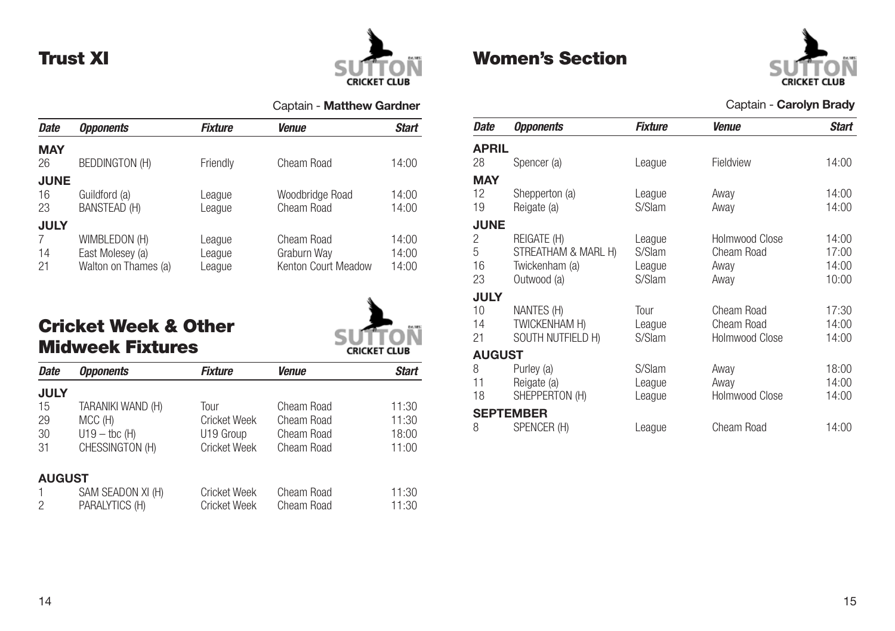## Trust XI

Captain - **Matthew Gardner**

| *Date* | *Opponents* | *Fixture* | *Venue* | *Start* |
|---|---|---|---|---|
| **MAY** | | | | |
| 26 | BEDDINGTON (H) | Friendly | Cheam Road | 14:00 |
| **JUNE** | | | | |
| 16 | Guildford (a) | League | Woodbridge Road | 14:00 |
| 23 | BANSTEAD (H) | League | Cheam Road | 14:00 |
| **JULY** | | | | |
| 7 | WIMBLEDON (H) | League | Cheam Road | 14:00 |
| 14 | East Molesey (a) | League | Graburn Way | 14:00 |
| 21 | Walton on Thames (a) | League | Kenton Court Meadow | 14:00 |

## Cricket Week & Other Midweek Fixtures

| *Date* | *Opponents* | *Fixture* | *Venue* | *Start* |
|---|---|---|---|---|
| **JULY** | | | | |
| 15 | TARANIKI WAND (H) | Tour | Cheam Road | 11:30 |
| 29 | MCC (H) | Cricket Week | Cheam Road | 11:30 |
| 30 | U19 – tbc (H) | U19 Group | Cheam Road | 18:00 |
| 31 | CHESSINGTON (H) | Cricket Week | Cheam Road | 11:00 |
| **AUGUST** | | | | |
| 1 | SAM SEADON XI (H) | Cricket Week | Cheam Road | 11:30 |
| 2 | PARALYTICS (H) | Cricket Week | Cheam Road | 11:30 |

## Women's Section

Captain - **Carolyn Brady**

| *Date* | *Opponents* | *Fixture* | *Venue* | *Start* |
|---|---|---|---|---|
| **APRIL** | | | | |
| 28 | Spencer (a) | League | Fieldview | 14:00 |
| **MAY** | | | | |
| 12 | Shepperton (a) | League | Away | 14:00 |
| 19 | Reigate (a) | S/Slam | Away | 14:00 |
| **JUNE** | | | | |
| 2 | REIGATE (H) | League | Holmwood Close | 14:00 |
| 5 | STREATHAM & MARL H) | S/Slam | Cheam Road | 17:00 |
| 16 | Twickenham (a) | League | Away | 14:00 |
| 23 | Outwood (a) | S/Slam | Away | 10:00 |
| **JULY** | | | | |
| 10 | NANTES (H) | Tour | Cheam Road | 17:30 |
| 14 | TWICKENHAM H) | League | Cheam Road | 14:00 |
| 21 | SOUTH NUTFIELD H) | S/Slam | Holmwood Close | 14:00 |
| **AUGUST** | | | | |
| 8 | Purley (a) | S/Slam | Away | 18:00 |
| 11 | Reigate (a) | League | Away | 14:00 |
| 18 | SHEPPERTON (H) | League | Holmwood Close | 14:00 |
| **SEPTEMBER** | | | | |
| 8 | SPENCER (H) | League | Cheam Road | 14:00 |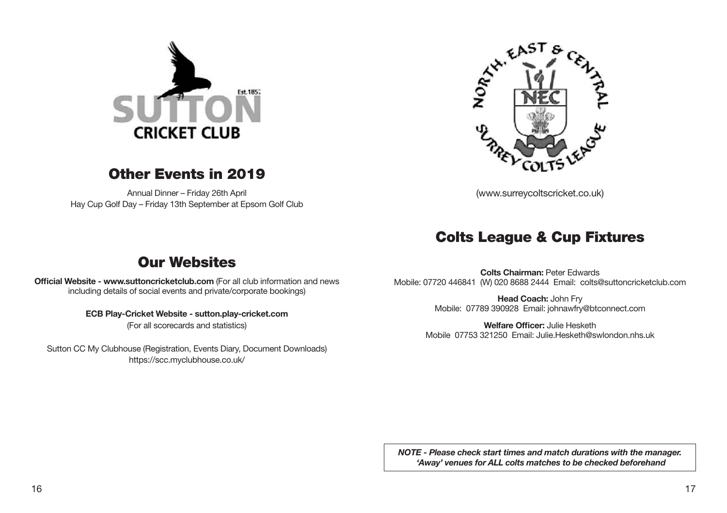## Other Events in 2019

Annual Dinner – Friday 26th April
Hay Cup Golf Day – Friday 13th September at Epsom Golf Club

## Our Websites

**Official Website - www.suttoncricketclub.com** (For all club information and news including details of social events and private/corporate bookings)

**ECB Play-Cricket Website - sutton.play-cricket.com**
(For all scorecards and statistics)

Sutton CC My Clubhouse (Registration, Events Diary, Document Downloads)
https://scc.myclubhouse.co.uk/

(www.surreycoltscricket.co.uk)

## Colts League & Cup Fixtures

**Colts Chairman:** Peter Edwards
Mobile: 07720 446841 (W) 020 8688 2444 Email: colts@suttoncricketclub.com

**Head Coach:** John Fry
Mobile: 07789 390928 Email: johnawfry@btconnect.com

**Welfare Officer:** Julie Hesketh
Mobile 07753 321250 Email: Julie.Hesketh@swlondon.nhs.uk

***NOTE - Please check start times and match durations with the manager. 'Away' venues for ALL colts matches to be checked beforehand***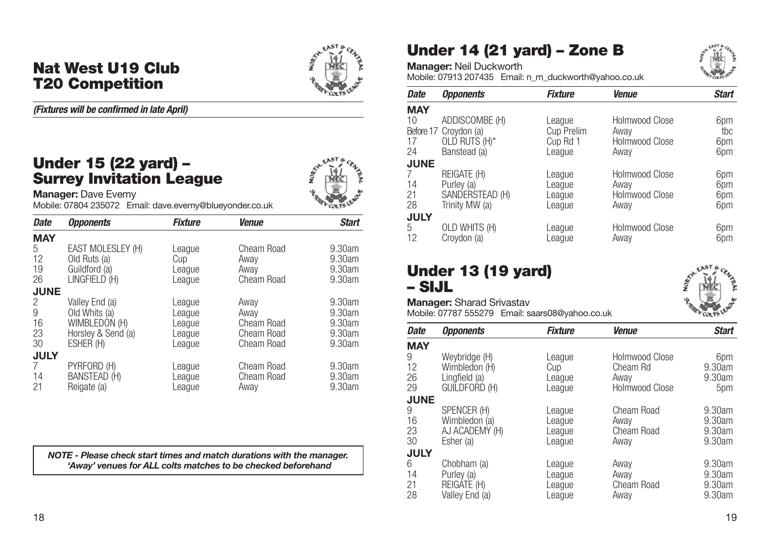## Nat West U19 Club T20 Competition

***(Fixtures will be confirmed in late April)***

## Under 15 (22 yard) – Surrey Invitation League

**Manager:** Dave Evemy
Mobile: 07804 235072 Email: dave.evemy@blueyonder.co.uk

| Date | Opponents | Fixture | Venue | Start |
|---|---|---|---|---|
| **MAY** | | | | |
| 5 | EAST MOLESLEY (H) | League | Cheam Road | 9.30am |
| 12 | Old Ruts (a) | Cup | Away | 9.30am |
| 19 | Guildford (a) | League | Away | 9.30am |
| 26 | LINGFIELD (H) | League | Cheam Road | 9.30am |
| **JUNE** | | | | |
| 2 | Valley End (a) | League | Away | 9.30am |
| 9 | Old Whits (a) | League | Away | 9.30am |
| 16 | WIMBLEDON (H) | League | Cheam Road | 9.30am |
| 23 | Horsley & Send (a) | League | Cheam Road | 9.30am |
| 30 | ESHER (H) | League | Cheam Road | 9.30am |
| **JULY** | | | | |
| 7 | PYRFORD (H) | League | Cheam Road | 9.30am |
| 14 | BANSTEAD (H) | League | Cheam Road | 9.30am |
| 21 | Reigate (a) | League | Away | 9.30am |

***NOTE - Please check start times and match durations with the manager. 'Away' venues for ALL colts matches to be checked beforehand***

## Under 14 (21 yard) – Zone B

**Manager:** Neil Duckworth
Mobile: 07913 207435 Email: n_m_duckworth@yahoo.co.uk

| Date | Opponents | Fixture | Venue | Start |
|---|---|---|---|---|
| **MAY** | | | | |
| 10 | ADDISCOMBE (H) | League | Holmwood Close | 6pm |
| Before 17 | Croydon (a) | Cup Prelim | Away | tbc |
| 17 | OLD RUTS (H)* | Cup Rd 1 | Holmwood Close | 6pm |
| 24 | Banstead (a) | League | Away | 6pm |
| **JUNE** | | | | |
| 7 | REIGATE (H) | League | Holmwood Close | 6pm |
| 14 | Purley (a) | League | Away | 6pm |
| 21 | SANDERSTEAD (H) | League | Holmwood Close | 6pm |
| 28 | Trinity MW (a) | League | Away | 6pm |
| **JULY** | | | | |
| 5 | OLD WHITS (H) | League | Holmwood Close | 6pm |
| 12 | Croydon (a) | League | Away | 6pm |

## Under 13 (19 yard) – SIJL

**Manager:** Sharad Srivastav
Mobile: 07787 555279 Email: saars08@yahoo.co.uk

| Date | Opponents | Fixture | Venue | Start |
|---|---|---|---|---|
| **MAY** | | | | |
| 9 | Weybridge (H) | League | Holmwood Close | 6pm |
| 12 | Wimbledon (H) | Cup | Cheam Rd | 9.30am |
| 26 | Lingfield (a) | League | Away | 9.30am |
| 29 | GUILDFORD (H) | League | Holmwood Close | 5pm |
| **JUNE** | | | | |
| 9 | SPENCER (H) | League | Cheam Road | 9.30am |
| 16 | Wimbledon (a) | League | Away | 9.30am |
| 23 | AJ ACADEMY (H) | League | Cheam Road | 9.30am |
| 30 | Esher (a) | League | Away | 9.30am |
| **JULY** | | | | |
| 6 | Chobham (a) | League | Away | 9.30am |
| 14 | Purley (a) | League | Away | 9.30am |
| 21 | REIGATE (H) | League | Cheam Road | 9.30am |
| 28 | Valley End (a) | League | Away | 9.30am |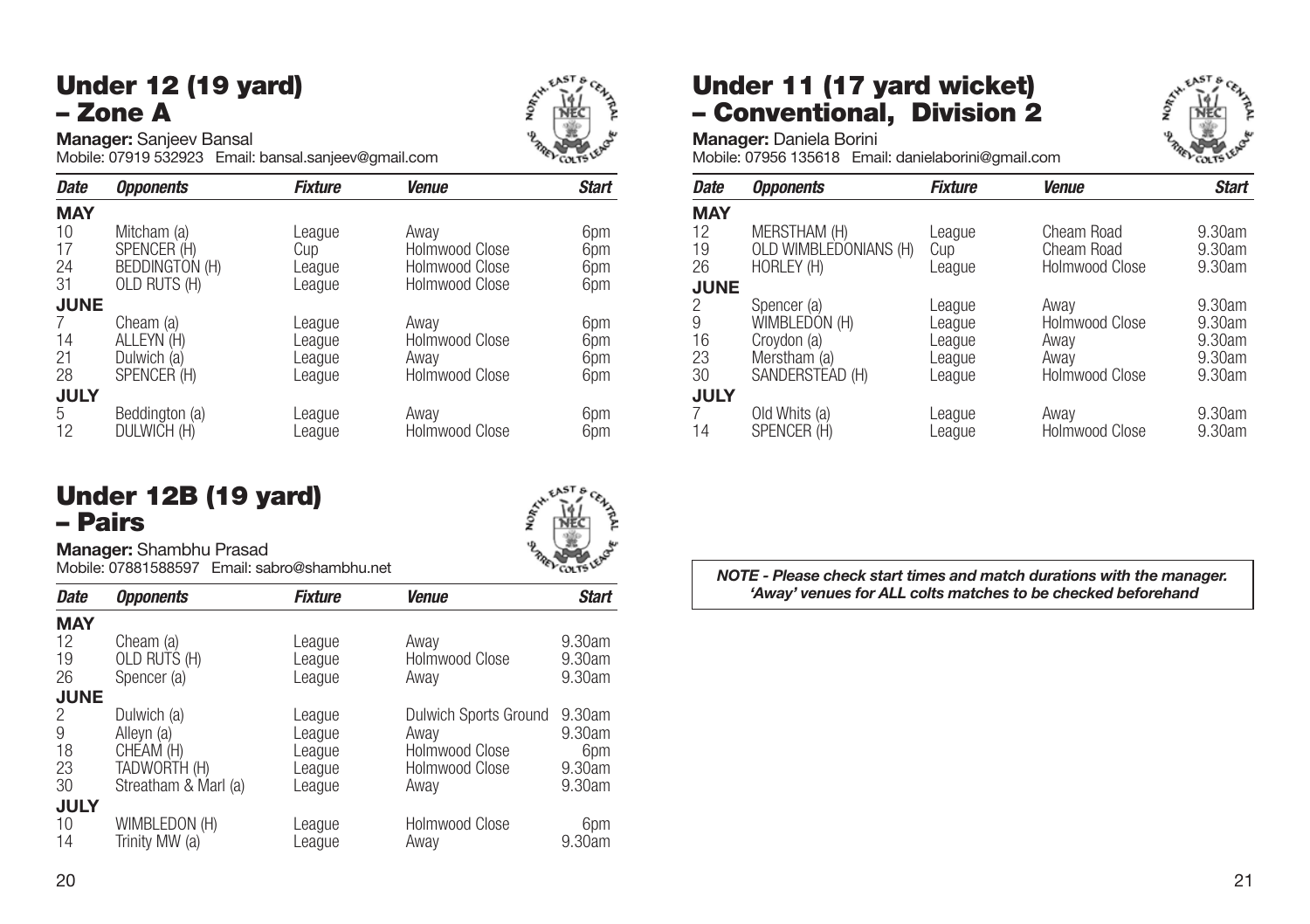## Under 12 (19 yard) – Zone A

**Manager:** Sanjeev Bansal
Mobile: 07919 532923 Email: bansal.sanjeev@gmail.com

| Date | Opponents | Fixture | Venue | Start |
|---|---|---|---|---|
| **MAY** | | | | |
| 10 | Mitcham (a) | League | Away | 6pm |
| 17 | SPENCER (H) | Cup | Holmwood Close | 6pm |
| 24 | BEDDINGTON (H) | League | Holmwood Close | 6pm |
| 31 | OLD RUTS (H) | League | Holmwood Close | 6pm |
| **JUNE** | | | | |
| 7 | Cheam (a) | League | Away | 6pm |
| 14 | ALLEYN (H) | League | Holmwood Close | 6pm |
| 21 | Dulwich (a) | League | Away | 6pm |
| 28 | SPENCER (H) | League | Holmwood Close | 6pm |
| **JULY** | | | | |
| 5 | Beddington (a) | League | Away | 6pm |
| 12 | DULWICH (H) | League | Holmwood Close | 6pm |

## Under 12B (19 yard) – Pairs

**Manager:** Shambhu Prasad
Mobile: 07881588597 Email: sabro@shambhu.net

| Date | Opponents | Fixture | Venue | Start |
|---|---|---|---|---|
| **MAY** | | | | |
| 12 | Cheam (a) | League | Away | 9.30am |
| 19 | OLD RUTS (H) | League | Holmwood Close | 9.30am |
| 26 | Spencer (a) | League | Away | 9.30am |
| **JUNE** | | | | |
| 2 | Dulwich (a) | League | Dulwich Sports Ground | 9.30am |
| 9 | Alleyn (a) | League | Away | 9.30am |
| 18 | CHEAM (H) | League | Holmwood Close | 6pm |
| 23 | TADWORTH (H) | League | Holmwood Close | 9.30am |
| 30 | Streatham & Marl (a) | League | Away | 9.30am |
| **JULY** | | | | |
| 10 | WIMBLEDON (H) | League | Holmwood Close | 6pm |
| 14 | Trinity MW (a) | League | Away | 9.30am |

## Under 11 (17 yard wicket) – Conventional, Division 2

**Manager:** Daniela Borini
Mobile: 07956 135618 Email: danielaborini@gmail.com

| Date | Opponents | Fixture | Venue | Start |
|---|---|---|---|---|
| **MAY** | | | | |
| 12 | MERSTHAM (H) | League | Cheam Road | 9.30am |
| 19 | OLD WIMBLEDONIANS (H) | Cup | Cheam Road | 9.30am |
| 26 | HORLEY (H) | League | Holmwood Close | 9.30am |
| **JUNE** | | | | |
| 2 | Spencer (a) | League | Away | 9.30am |
| 9 | WIMBLEDON (H) | League | Holmwood Close | 9.30am |
| 16 | Croydon (a) | League | Away | 9.30am |
| 23 | Merstham (a) | League | Away | 9.30am |
| 30 | SANDERSTEAD (H) | League | Holmwood Close | 9.30am |
| **JULY** | | | | |
| 7 | Old Whits (a) | League | Away | 9.30am |
| 14 | SPENCER (H) | League | Holmwood Close | 9.30am |

***NOTE - Please check start times and match durations with the manager. 'Away' venues for ALL colts matches to be checked beforehand***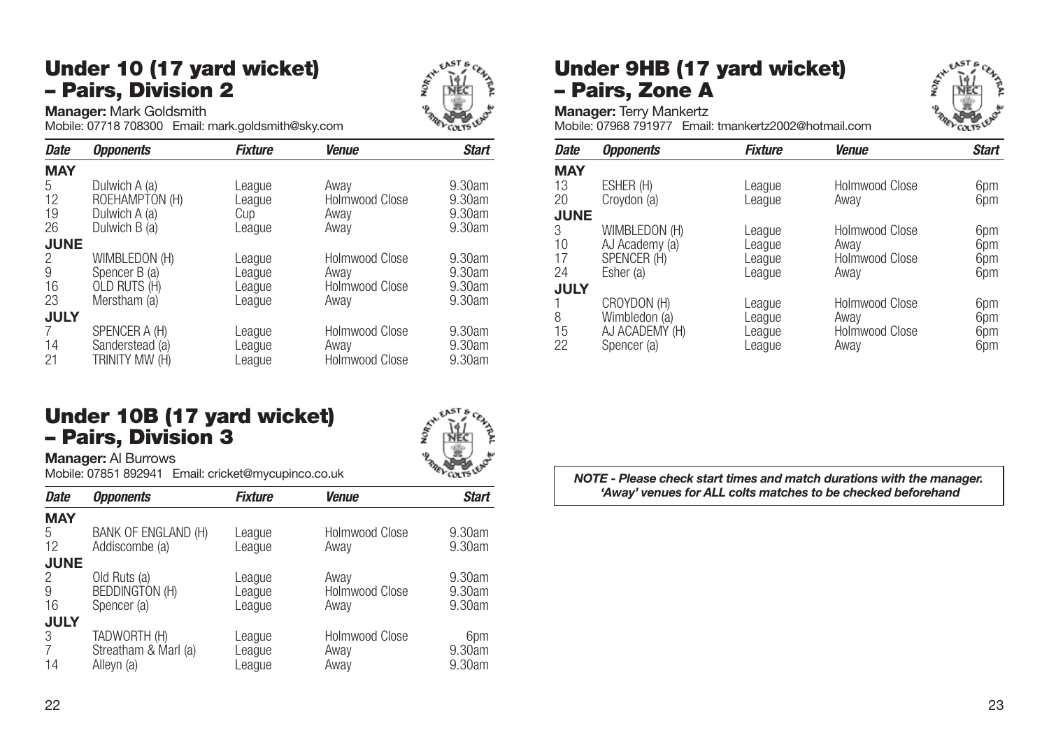## Under 10 (17 yard wicket) – Pairs, Division 2

**Manager:** Mark Goldsmith
Mobile: 07718 708300 Email: mark.goldsmith@sky.com

| Date | Opponents | Fixture | Venue | Start |
|---|---|---|---|---|
| **MAY** | | | | |
| 5 | Dulwich A (a) | League | Away | 9.30am |
| 12 | ROEHAMPTON (H) | League | Holmwood Close | 9.30am |
| 19 | Dulwich A (a) | Cup | Away | 9.30am |
| 26 | Dulwich B (a) | League | Away | 9.30am |
| **JUNE** | | | | |
| 2 | WIMBLEDON (H) | League | Holmwood Close | 9.30am |
| 9 | Spencer B (a) | League | Away | 9.30am |
| 16 | OLD RUTS (H) | League | Holmwood Close | 9.30am |
| 23 | Merstham (a) | League | Away | 9.30am |
| **JULY** | | | | |
| 7 | SPENCER A (H) | League | Holmwood Close | 9.30am |
| 14 | Sanderstead (a) | League | Away | 9.30am |
| 21 | TRINITY MW (H) | League | Holmwood Close | 9.30am |

## Under 10B (17 yard wicket) – Pairs, Division 3

**Manager:** Al Burrows
Mobile: 07851 892941 Email: cricket@mycupinco.co.uk

| Date | Opponents | Fixture | Venue | Start |
|---|---|---|---|---|
| **MAY** | | | | |
| 5 | BANK OF ENGLAND (H) | League | Holmwood Close | 9.30am |
| 12 | Addiscombe (a) | League | Away | 9.30am |
| **JUNE** | | | | |
| 2 | Old Ruts (a) | League | Away | 9.30am |
| 9 | BEDDINGTON (H) | League | Holmwood Close | 9.30am |
| 16 | Spencer (a) | League | Away | 9.30am |
| **JULY** | | | | |
| 3 | TADWORTH (H) | League | Holmwood Close | 6pm |
| 7 | Streatham & Marl (a) | League | Away | 9.30am |
| 14 | Alleyn (a) | League | Away | 9.30am |

## Under 9HB (17 yard wicket) – Pairs, Zone A

**Manager:** Terry Mankertz
Mobile: 07968 791977 Email: tmankertz2002@hotmail.com

| Date | Opponents | Fixture | Venue | Start |
|---|---|---|---|---|
| **MAY** | | | | |
| 13 | ESHER (H) | League | Holmwood Close | 6pm |
| 20 | Croydon (a) | League | Away | 6pm |
| **JUNE** | | | | |
| 3 | WIMBLEDON (H) | League | Holmwood Close | 6pm |
| 10 | AJ Academy (a) | League | Away | 6pm |
| 17 | SPENCER (H) | League | Holmwood Close | 6pm |
| 24 | Esher (a) | League | Away | 6pm |
| **JULY** | | | | |
| 1 | CROYDON (H) | League | Holmwood Close | 6pm |
| 8 | Wimbledon (a) | League | Away | 6pm |
| 15 | AJ ACADEMY (H) | League | Holmwood Close | 6pm |
| 22 | Spencer (a) | League | Away | 6pm |

***NOTE - Please check start times and match durations with the manager. 'Away' venues for ALL colts matches to be checked beforehand***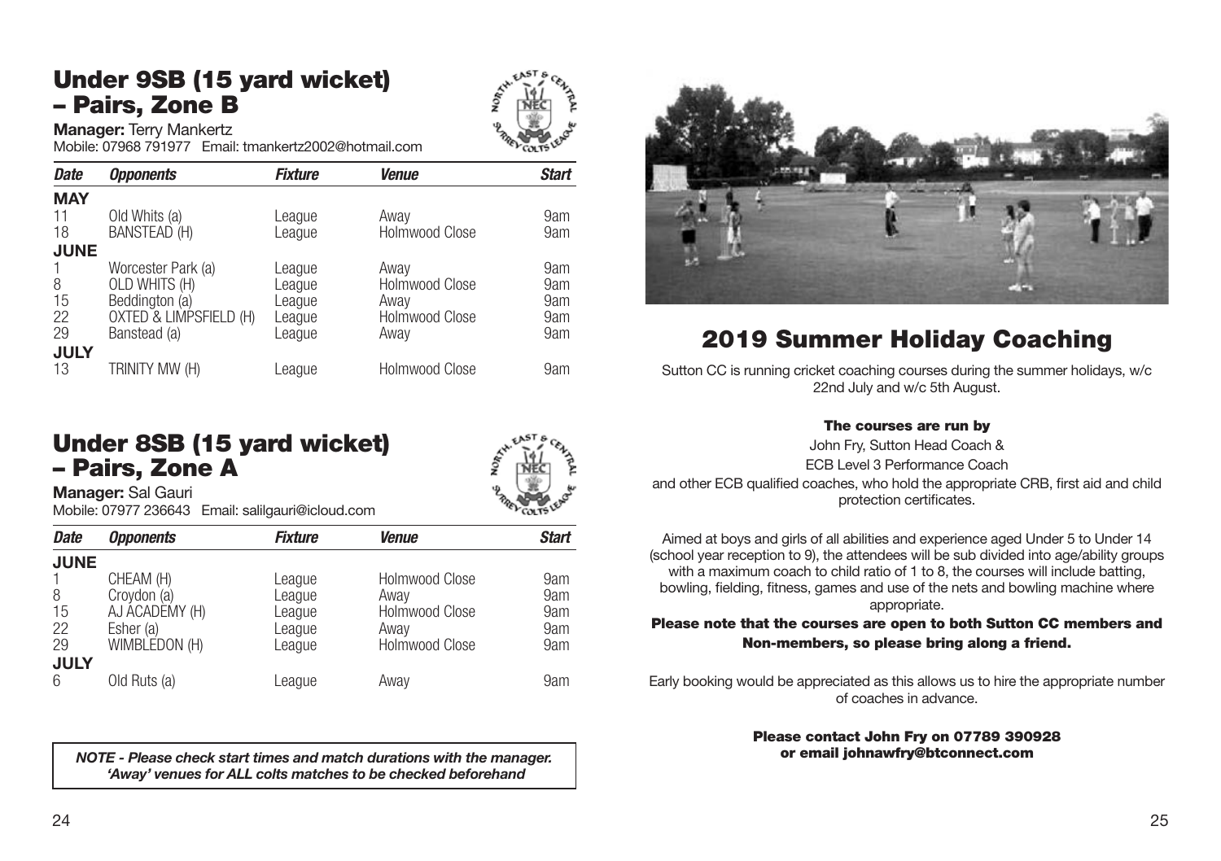## Under 9SB (15 yard wicket) – Pairs, Zone B

**Manager:** Terry Mankertz
Mobile: 07968 791977 Email: tmankertz2002@hotmail.com

| Date | Opponents | Fixture | Venue | Start |
|---|---|---|---|---|
| **MAY** | | | | |
| 11 | Old Whits (a) | League | Away | 9am |
| 18 | BANSTEAD (H) | League | Holmwood Close | 9am |
| **JUNE** | | | | |
| 1 | Worcester Park (a) | League | Away | 9am |
| 8 | OLD WHITS (H) | League | Holmwood Close | 9am |
| 15 | Beddington (a) | League | Away | 9am |
| 22 | OXTED & LIMPSFIELD (H) | League | Holmwood Close | 9am |
| 29 | Banstead (a) | League | Away | 9am |
| **JULY** | | | | |
| 13 | TRINITY MW (H) | League | Holmwood Close | 9am |

## Under 8SB (15 yard wicket) – Pairs, Zone A

**Manager:** Sal Gauri
Mobile: 07977 236643 Email: salilgauri@icloud.com

| Date | Opponents | Fixture | Venue | Start |
|---|---|---|---|---|
| **JUNE** | | | | |
| 1 | CHEAM (H) | League | Holmwood Close | 9am |
| 8 | Croydon (a) | League | Away | 9am |
| 15 | AJ ACADEMY (H) | League | Holmwood Close | 9am |
| 22 | Esher (a) | League | Away | 9am |
| 29 | WIMBLEDON (H) | League | Holmwood Close | 9am |
| **JULY** | | | | |
| 6 | Old Ruts (a) | League | Away | 9am |

***NOTE - Please check start times and match durations with the manager. 'Away' venues for ALL colts matches to be checked beforehand***

## 2019 Summer Holiday Coaching

Sutton CC is running cricket coaching courses during the summer holidays, w/c 22nd July and w/c 5th August.

**The courses are run by**

John Fry, Sutton Head Coach &
ECB Level 3 Performance Coach
and other ECB qualified coaches, who hold the appropriate CRB, first aid and child protection certificates.

Aimed at boys and girls of all abilities and experience aged Under 5 to Under 14 (school year reception to 9), the attendees will be sub divided into age/ability groups with a maximum coach to child ratio of 1 to 8, the courses will include batting, bowling, fielding, fitness, games and use of the nets and bowling machine where appropriate.

**Please note that the courses are open to both Sutton CC members and Non-members, so please bring along a friend.**

Early booking would be appreciated as this allows us to hire the appropriate number of coaches in advance.

**Please contact John Fry on 07789 390928 or email johnawfry@btconnect.com**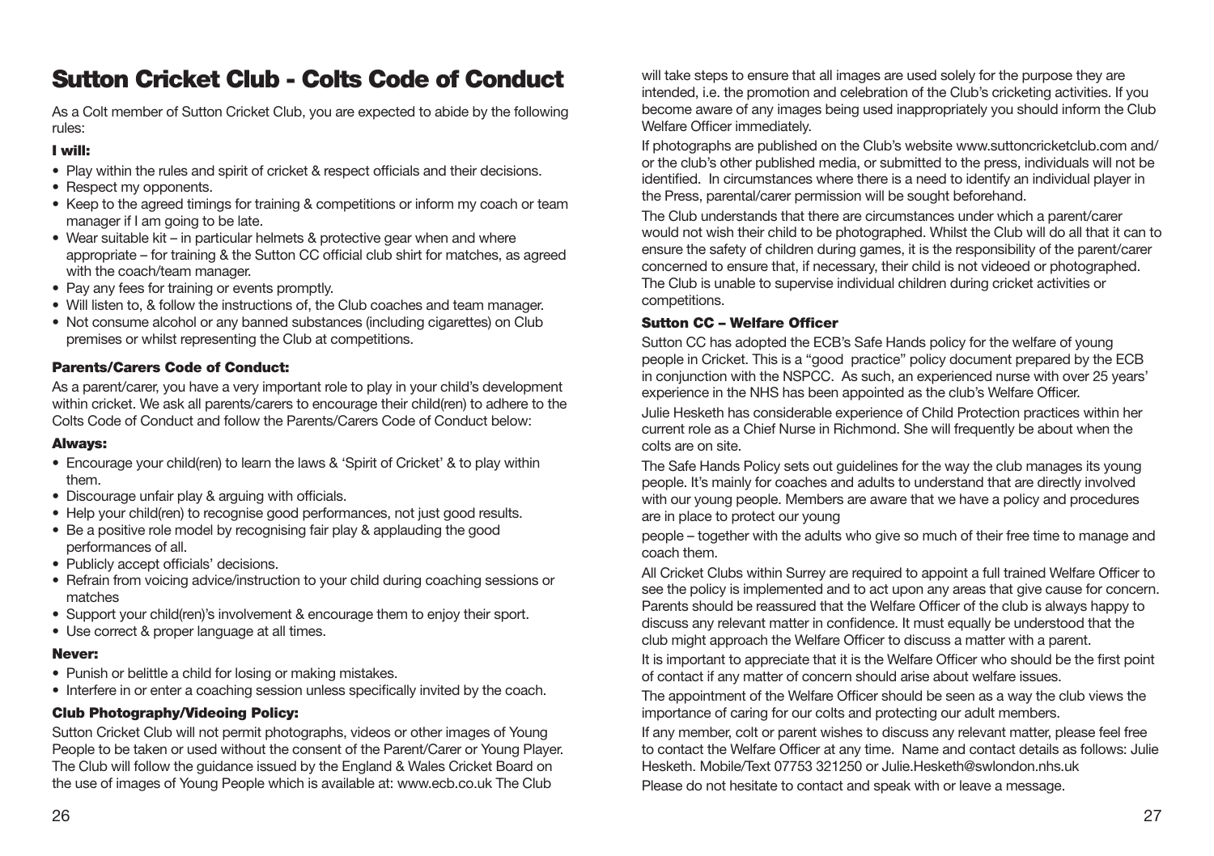# Sutton Cricket Club - Colts Code of Conduct

As a Colt member of Sutton Cricket Club, you are expected to abide by the following rules:

### I will:

- Play within the rules and spirit of cricket & respect officials and their decisions.
- Respect my opponents.
- Keep to the agreed timings for training & competitions or inform my coach or team manager if I am going to be late.
- Wear suitable kit – in particular helmets & protective gear when and where appropriate – for training & the Sutton CC official club shirt for matches, as agreed with the coach/team manager.
- Pay any fees for training or events promptly.
- Will listen to, & follow the instructions of, the Club coaches and team manager.
- Not consume alcohol or any banned substances (including cigarettes) on Club premises or whilst representing the Club at competitions.

### Parents/Carers Code of Conduct:

As a parent/carer, you have a very important role to play in your child's development within cricket. We ask all parents/carers to encourage their child(ren) to adhere to the Colts Code of Conduct and follow the Parents/Carers Code of Conduct below:

### Always:

- Encourage your child(ren) to learn the laws & 'Spirit of Cricket' & to play within them.
- Discourage unfair play & arguing with officials.
- Help your child(ren) to recognise good performances, not just good results.
- Be a positive role model by recognising fair play & applauding the good performances of all.
- Publicly accept officials' decisions.
- Refrain from voicing advice/instruction to your child during coaching sessions or matches
- Support your child(ren)'s involvement & encourage them to enjoy their sport.
- Use correct & proper language at all times.

### Never:

- Punish or belittle a child for losing or making mistakes.
- Interfere in or enter a coaching session unless specifically invited by the coach.

### Club Photography/Videoing Policy:

Sutton Cricket Club will not permit photographs, videos or other images of Young People to be taken or used without the consent of the Parent/Carer or Young Player. The Club will follow the guidance issued by the England & Wales Cricket Board on the use of images of Young People which is available at: www.ecb.co.uk The Club will take steps to ensure that all images are used solely for the purpose they are intended, i.e. the promotion and celebration of the Club's cricketing activities. If you become aware of any images being used inappropriately you should inform the Club Welfare Officer immediately.

If photographs are published on the Club's website www.suttoncricketclub.com and/or the club's other published media, or submitted to the press, individuals will not be identified. In circumstances where there is a need to identify an individual player in the Press, parental/carer permission will be sought beforehand.

The Club understands that there are circumstances under which a parent/carer would not wish their child to be photographed. Whilst the Club will do all that it can to ensure the safety of children during games, it is the responsibility of the parent/carer concerned to ensure that, if necessary, their child is not videoed or photographed. The Club is unable to supervise individual children during cricket activities or competitions.

### Sutton CC – Welfare Officer

Sutton CC has adopted the ECB's Safe Hands policy for the welfare of young people in Cricket. This is a "good practice" policy document prepared by the ECB in conjunction with the NSPCC. As such, an experienced nurse with over 25 years' experience in the NHS has been appointed as the club's Welfare Officer.

Julie Hesketh has considerable experience of Child Protection practices within her current role as a Chief Nurse in Richmond. She will frequently be about when the colts are on site.

The Safe Hands Policy sets out guidelines for the way the club manages its young people. It's mainly for coaches and adults to understand that are directly involved with our young people. Members are aware that we have a policy and procedures are in place to protect our young people – together with the adults who give so much of their free time to manage and coach them.

All Cricket Clubs within Surrey are required to appoint a full trained Welfare Officer to see the policy is implemented and to act upon any areas that give cause for concern. Parents should be reassured that the Welfare Officer of the club is always happy to discuss any relevant matter in confidence. It must equally be understood that the club might approach the Welfare Officer to discuss a matter with a parent.

It is important to appreciate that it is the Welfare Officer who should be the first point of contact if any matter of concern should arise about welfare issues.

The appointment of the Welfare Officer should be seen as a way the club views the importance of caring for our colts and protecting our adult members.

If any member, colt or parent wishes to discuss any relevant matter, please feel free to contact the Welfare Officer at any time. Name and contact details as follows: Julie Hesketh. Mobile/Text 07753 321250 or Julie.Hesketh@swlondon.nhs.uk

Please do not hesitate to contact and speak with or leave a message.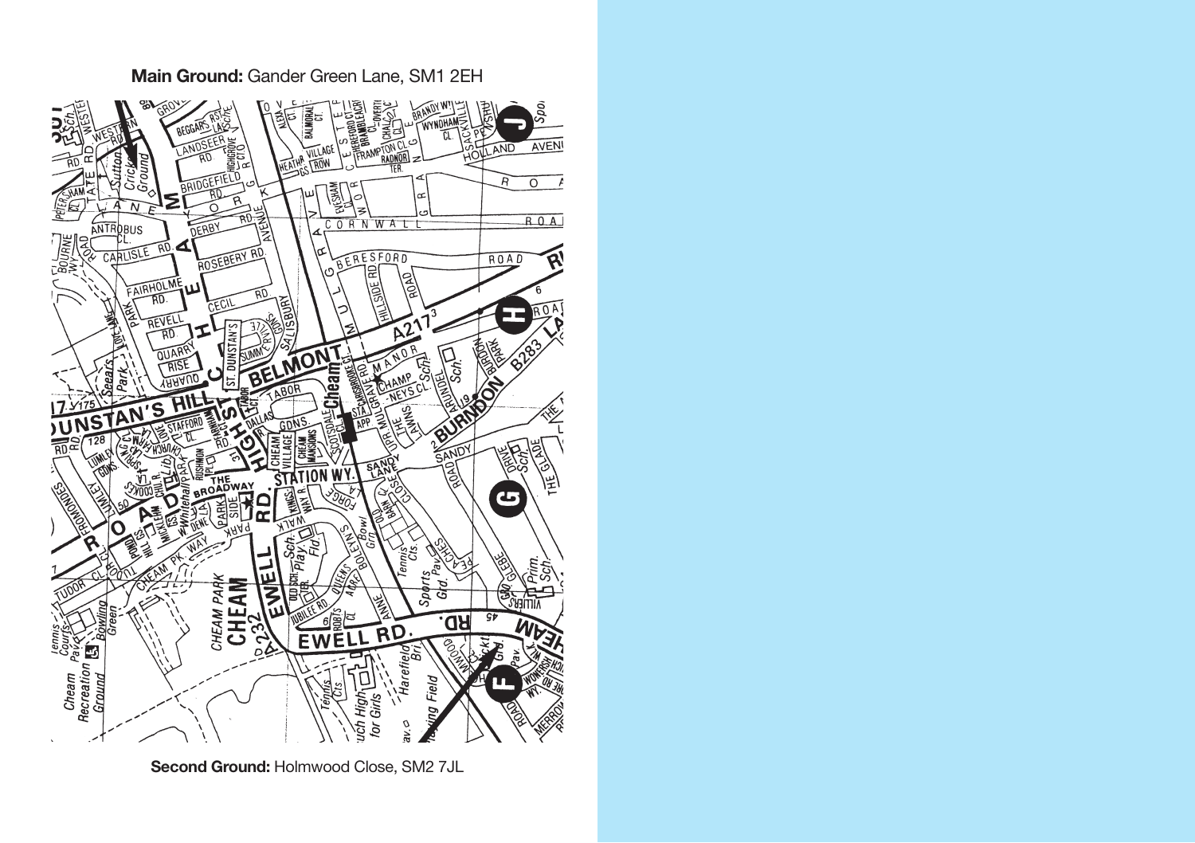**Main Ground:** Gander Green Lane, SM1 2EH

**Second Ground:** Holmwood Close, SM2 7JL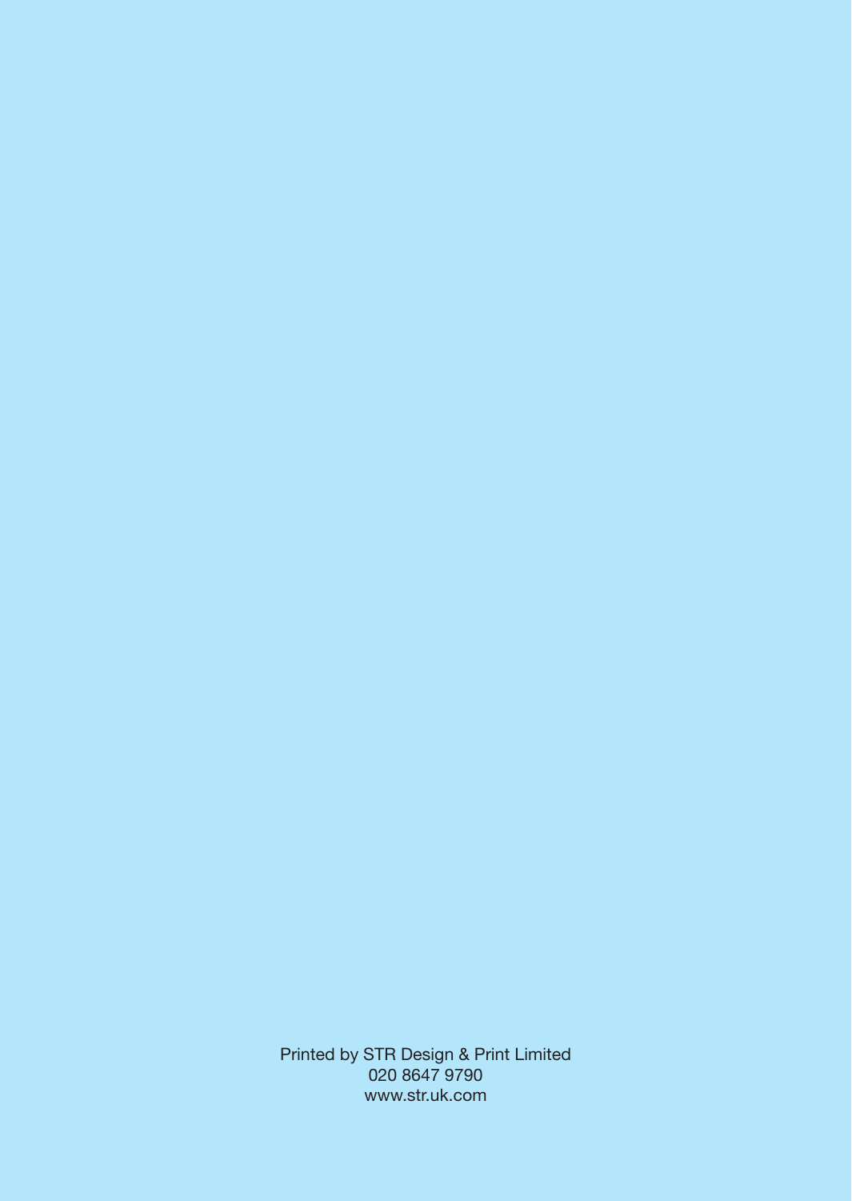Printed by STR Design & Print Limited
020 8647 9790
www.str.uk.com